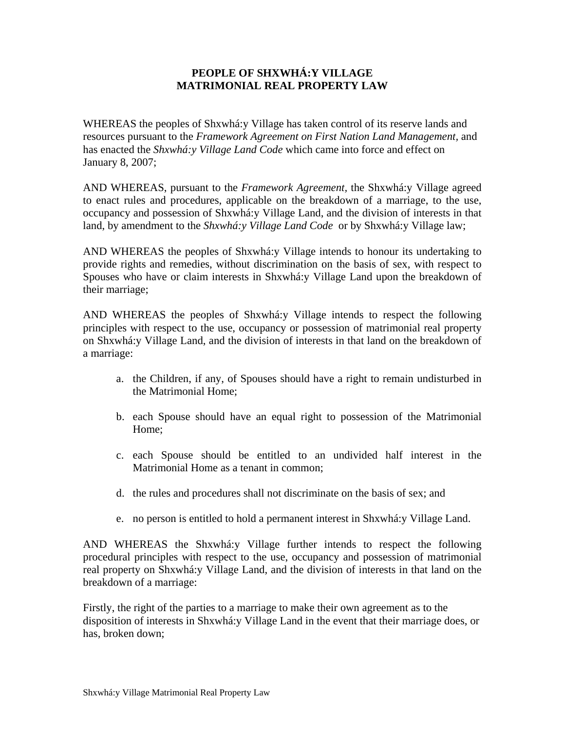# PEOPLE OF SHXWHÁ:Y VILLAGE MATRIMONIAL REAL PROPERTY LAW

WHEREAS the peoples of Shxwhá:y Village has taken control of its reserve lands and resources pursuant to the *Framework Agreement on First Nation Land Management,* and has enacted the *Shxwhá:y Village Land Code* which came into force and effect on January 8, 2007;

AND WHEREAS, pursuant to the *Framework Agreement,* the Shxwhá:y Village agreed to enact rules and procedures, applicable on the breakdown of a marriage, to the use, occupancy and possession of Shxwhá:y Village Land, and the division of interests in that land, by amendment to the *Shxwhá:y Village Land Code* or by Shxwhá:y Village law;

AND WHEREAS the peoples of Shxwhá:y Village intends to honour its undertaking to provide rights and remedies, without discrimination on the basis of sex, with respect to Spouses who have or claim interests in Shxwhá:y Village Land upon the breakdown of their marriage;

AND WHEREAS the peoples of Shxwhá:y Village intends to respect the following principles with respect to the use, occupancy or possession of matrimonial real property on Shxwhá:y Village Land, and the division of interests in that land on the breakdown of a marriage:

a. the Children, if any, of Spouses should have a right to remain undisturbed in the Matrimonial Home;

b. each Spouse should have an equal right to possession of the Matrimonial Home;

c. each Spouse should be entitled to an undivided half interest in the Matrimonial Home as a tenant in common;

d. the rules and procedures shall not discriminate on the basis of sex; and

e. no person is entitled to hold a permanent interest in Shxwhá:y Village Land.

AND WHEREAS the Shxwhá:y Village further intends to respect the following procedural principles with respect to the use, occupancy and possession of matrimonial real property on Shxwhá:y Village Land, and the division of interests in that land on the breakdown of a marriage:

Firstly, the right of the parties to a marriage to make their own agreement as to the disposition of interests in Shxwhá:y Village Land in the event that their marriage does, or has, broken down;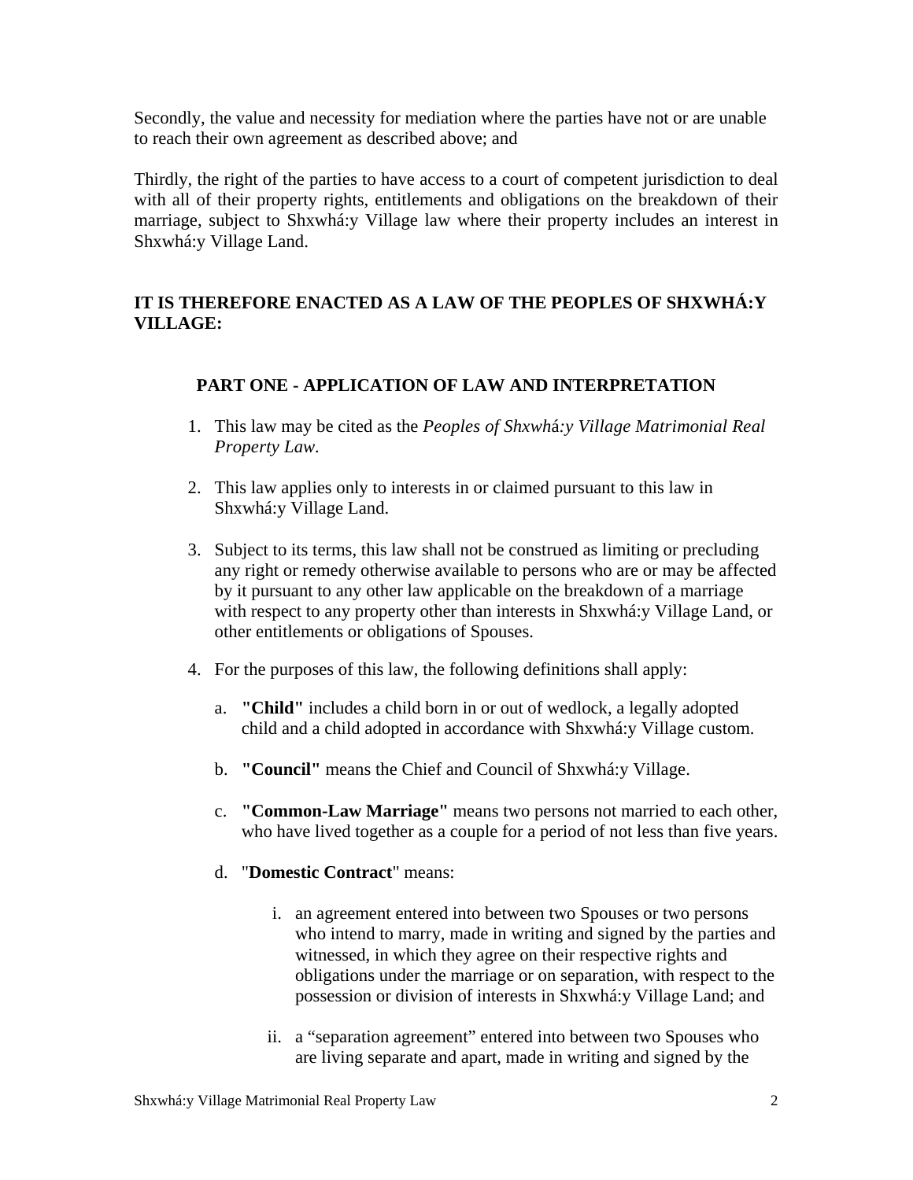Secondly, the value and necessity for mediation where the parties have not or are unable to reach their own agreement as described above; and

Thirdly, the right of the parties to have access to a court of competent jurisdiction to deal with all of their property rights, entitlements and obligations on the breakdown of their marriage, subject to Shxwhá:y Village law where their property includes an interest in Shxwhá:y Village Land.

**IT IS THEREFORE ENACTED AS A LAW OF THE PEOPLES OF SHXWHÁ:Y VILLAGE:**

## PART ONE - APPLICATION OF LAW AND INTERPRETATION

1. This law may be cited as the *Peoples of Shxwhá:y Village Matrimonial Real Property Law*.

2. This law applies only to interests in or claimed pursuant to this law in Shxwhá:y Village Land.

3. Subject to its terms, this law shall not be construed as limiting or precluding any right or remedy otherwise available to persons who are or may be affected by it pursuant to any other law applicable on the breakdown of a marriage with respect to any property other than interests in Shxwhá:y Village Land, or other entitlements or obligations of Spouses.

4. For the purposes of this law, the following definitions shall apply:

   a. **"Child"** includes a child born in or out of wedlock, a legally adopted child and a child adopted in accordance with Shxwhá:y Village custom.

   b. **"Council"** means the Chief and Council of Shxwhá:y Village.

   c. **"Common-Law Marriage"** means two persons not married to each other, who have lived together as a couple for a period of not less than five years.

   d. "**Domestic Contract**" means:

      i. an agreement entered into between two Spouses or two persons who intend to marry, made in writing and signed by the parties and witnessed, in which they agree on their respective rights and obligations under the marriage or on separation, with respect to the possession or division of interests in Shxwhá:y Village Land; and

      ii. a "separation agreement" entered into between two Spouses who are living separate and apart, made in writing and signed by the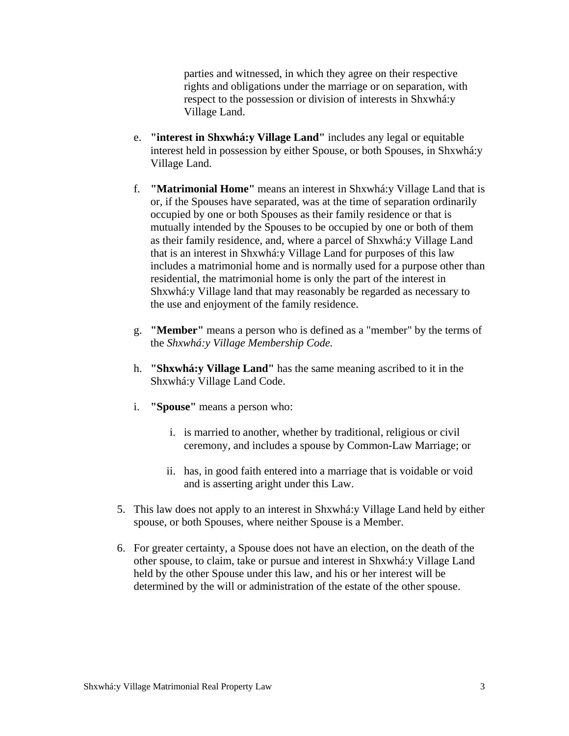parties and witnessed, in which they agree on their respective rights and obligations under the marriage or on separation, with respect to the possession or division of interests in Shxwhá:y Village Land.

e. **"interest in Shxwhá:y Village Land"** includes any legal or equitable interest held in possession by either Spouse, or both Spouses, in Shxwhá:y Village Land.

f. **"Matrimonial Home"** means an interest in Shxwhá:y Village Land that is or, if the Spouses have separated, was at the time of separation ordinarily occupied by one or both Spouses as their family residence or that is mutually intended by the Spouses to be occupied by one or both of them as their family residence, and, where a parcel of Shxwhá:y Village Land that is an interest in Shxwhá:y Village Land for purposes of this law includes a matrimonial home and is normally used for a purpose other than residential, the matrimonial home is only the part of the interest in Shxwhá:y Village land that may reasonably be regarded as necessary to the use and enjoyment of the family residence.

g. **"Member"** means a person who is defined as a "member" by the terms of the *Shxwhá:y Village Membership Code.*

h. **"Shxwhá:y Village Land"** has the same meaning ascribed to it in the Shxwhá:y Village Land Code.

i. **"Spouse"** means a person who:

   i. is married to another, whether by traditional, religious or civil ceremony, and includes a spouse by Common-Law Marriage; or

   ii. has, in good faith entered into a marriage that is voidable or void and is asserting aright under this Law.

5. This law does not apply to an interest in Shxwhá:y Village Land held by either spouse, or both Spouses, where neither Spouse is a Member.

6. For greater certainty, a Spouse does not have an election, on the death of the other spouse, to claim, take or pursue and interest in Shxwhá:y Village Land held by the other Spouse under this law, and his or her interest will be determined by the will or administration of the estate of the other spouse.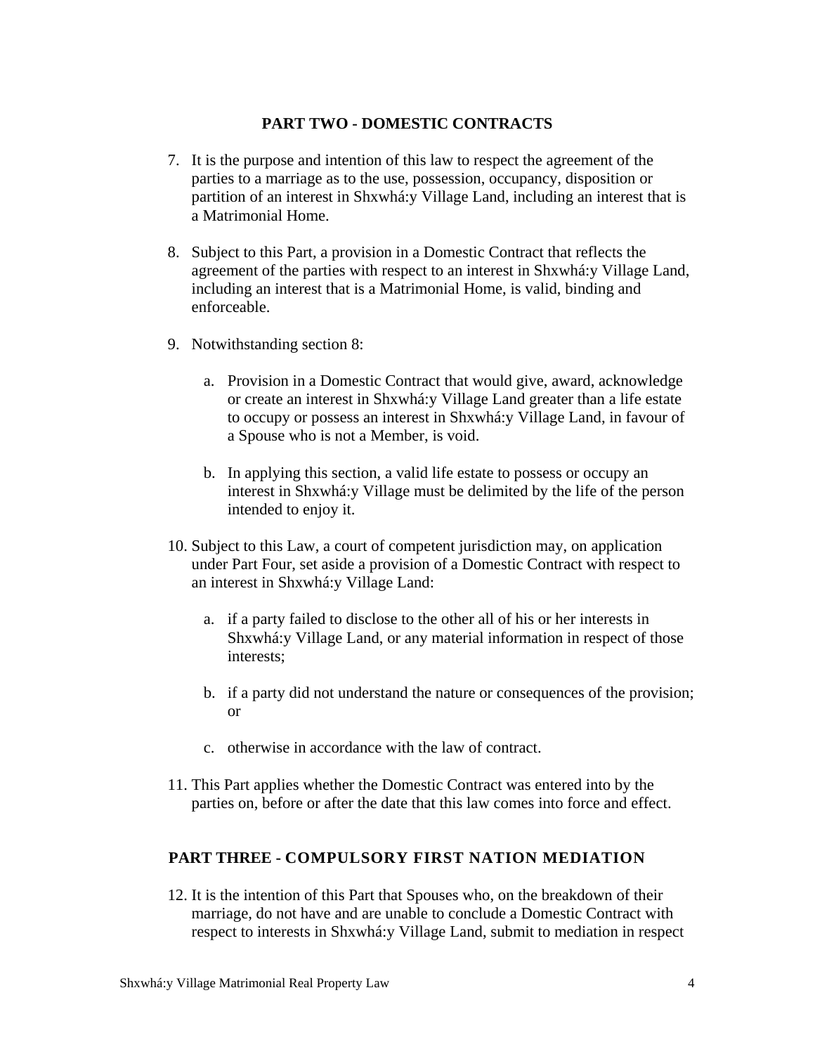## PART TWO - DOMESTIC CONTRACTS

7. It is the purpose and intention of this law to respect the agreement of the parties to a marriage as to the use, possession, occupancy, disposition or partition of an interest in Shxwhá:y Village Land, including an interest that is a Matrimonial Home.

8. Subject to this Part, a provision in a Domestic Contract that reflects the agreement of the parties with respect to an interest in Shxwhá:y Village Land, including an interest that is a Matrimonial Home, is valid, binding and enforceable.

9. Notwithstanding section 8:

   a. Provision in a Domestic Contract that would give, award, acknowledge or create an interest in Shxwhá:y Village Land greater than a life estate to occupy or possess an interest in Shxwhá:y Village Land, in favour of a Spouse who is not a Member, is void.

   b. In applying this section, a valid life estate to possess or occupy an interest in Shxwhá:y Village must be delimited by the life of the person intended to enjoy it.

10. Subject to this Law, a court of competent jurisdiction may, on application under Part Four, set aside a provision of a Domestic Contract with respect to an interest in Shxwhá:y Village Land:

    a. if a party failed to disclose to the other all of his or her interests in Shxwhá:y Village Land, or any material information in respect of those interests;

    b. if a party did not understand the nature or consequences of the provision; or

    c. otherwise in accordance with the law of contract.

11. This Part applies whether the Domestic Contract was entered into by the parties on, before or after the date that this law comes into force and effect.

## PART THREE - COMPULSORY FIRST NATION MEDIATION

12. It is the intention of this Part that Spouses who, on the breakdown of their marriage, do not have and are unable to conclude a Domestic Contract with respect to interests in Shxwhá:y Village Land, submit to mediation in respect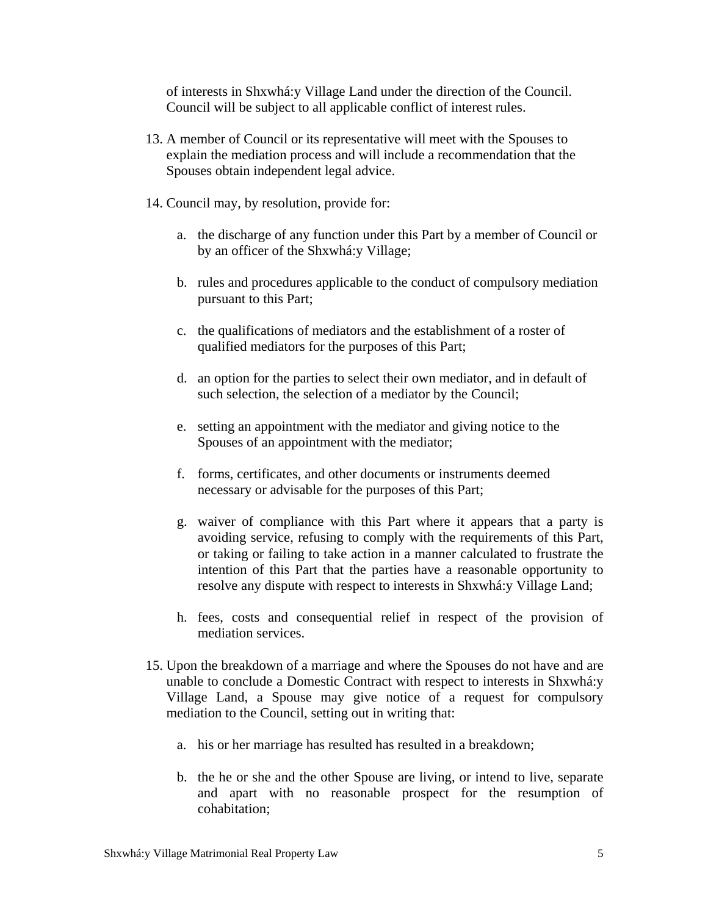of interests in Shxwhá:y Village Land under the direction of the Council. Council will be subject to all applicable conflict of interest rules.

13. A member of Council or its representative will meet with the Spouses to explain the mediation process and will include a recommendation that the Spouses obtain independent legal advice.

14. Council may, by resolution, provide for:

    a. the discharge of any function under this Part by a member of Council or by an officer of the Shxwhá:y Village;

    b. rules and procedures applicable to the conduct of compulsory mediation pursuant to this Part;

    c. the qualifications of mediators and the establishment of a roster of qualified mediators for the purposes of this Part;

    d. an option for the parties to select their own mediator, and in default of such selection, the selection of a mediator by the Council;

    e. setting an appointment with the mediator and giving notice to the Spouses of an appointment with the mediator;

    f. forms, certificates, and other documents or instruments deemed necessary or advisable for the purposes of this Part;

    g. waiver of compliance with this Part where it appears that a party is avoiding service, refusing to comply with the requirements of this Part, or taking or failing to take action in a manner calculated to frustrate the intention of this Part that the parties have a reasonable opportunity to resolve any dispute with respect to interests in Shxwhá:y Village Land;

    h. fees, costs and consequential relief in respect of the provision of mediation services.

15. Upon the breakdown of a marriage and where the Spouses do not have and are unable to conclude a Domestic Contract with respect to interests in Shxwhá:y Village Land, a Spouse may give notice of a request for compulsory mediation to the Council, setting out in writing that:

    a. his or her marriage has resulted has resulted in a breakdown;

    b. the he or she and the other Spouse are living, or intend to live, separate and apart with no reasonable prospect for the resumption of cohabitation;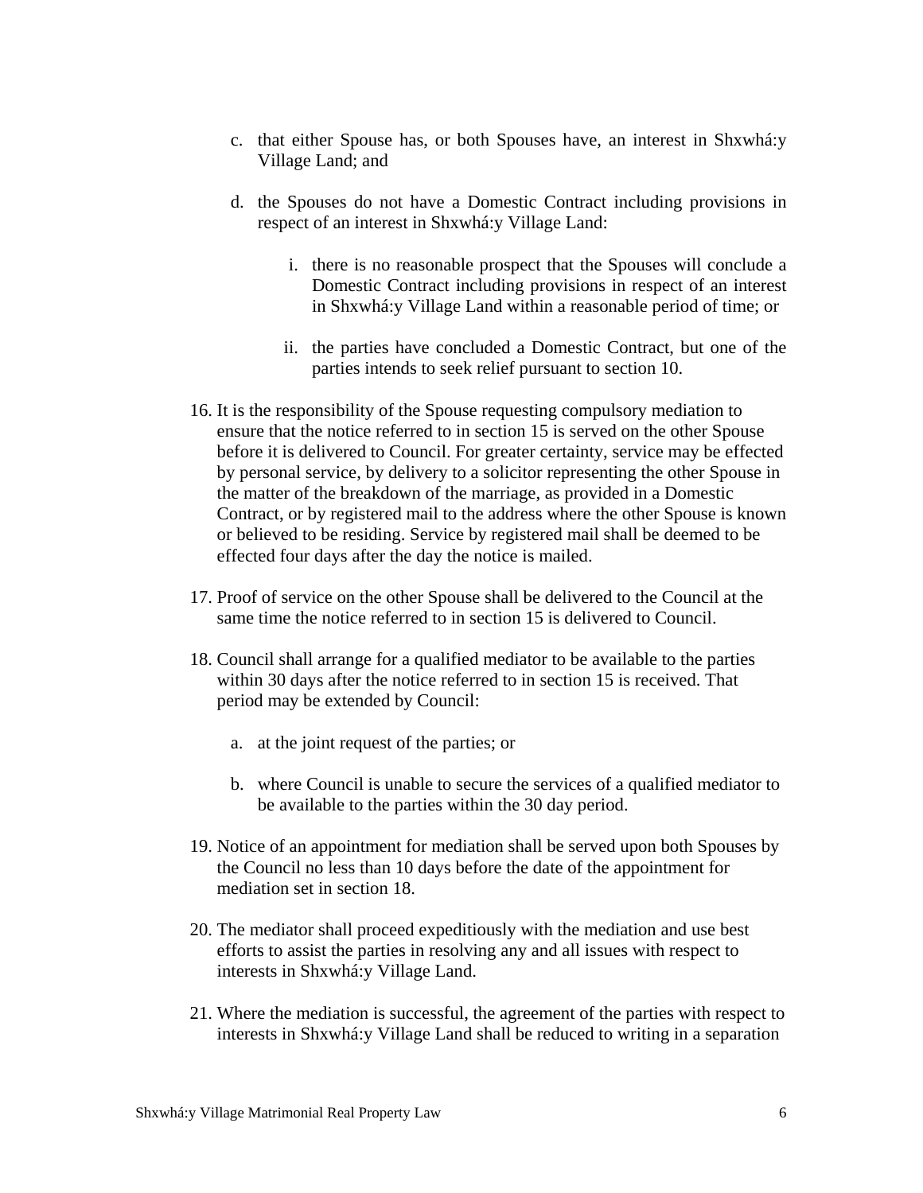c. that either Spouse has, or both Spouses have, an interest in Shxwhá:y Village Land; and

d. the Spouses do not have a Domestic Contract including provisions in respect of an interest in Shxwhá:y Village Land:

    i. there is no reasonable prospect that the Spouses will conclude a Domestic Contract including provisions in respect of an interest in Shxwhá:y Village Land within a reasonable period of time; or

    ii. the parties have concluded a Domestic Contract, but one of the parties intends to seek relief pursuant to section 10.

16. It is the responsibility of the Spouse requesting compulsory mediation to ensure that the notice referred to in section 15 is served on the other Spouse before it is delivered to Council. For greater certainty, service may be effected by personal service, by delivery to a solicitor representing the other Spouse in the matter of the breakdown of the marriage, as provided in a Domestic Contract, or by registered mail to the address where the other Spouse is known or believed to be residing. Service by registered mail shall be deemed to be effected four days after the day the notice is mailed.

17. Proof of service on the other Spouse shall be delivered to the Council at the same time the notice referred to in section 15 is delivered to Council.

18. Council shall arrange for a qualified mediator to be available to the parties within 30 days after the notice referred to in section 15 is received. That period may be extended by Council:

    a. at the joint request of the parties; or

    b. where Council is unable to secure the services of a qualified mediator to be available to the parties within the 30 day period.

19. Notice of an appointment for mediation shall be served upon both Spouses by the Council no less than 10 days before the date of the appointment for mediation set in section 18.

20. The mediator shall proceed expeditiously with the mediation and use best efforts to assist the parties in resolving any and all issues with respect to interests in Shxwhá:y Village Land.

21. Where the mediation is successful, the agreement of the parties with respect to interests in Shxwhá:y Village Land shall be reduced to writing in a separation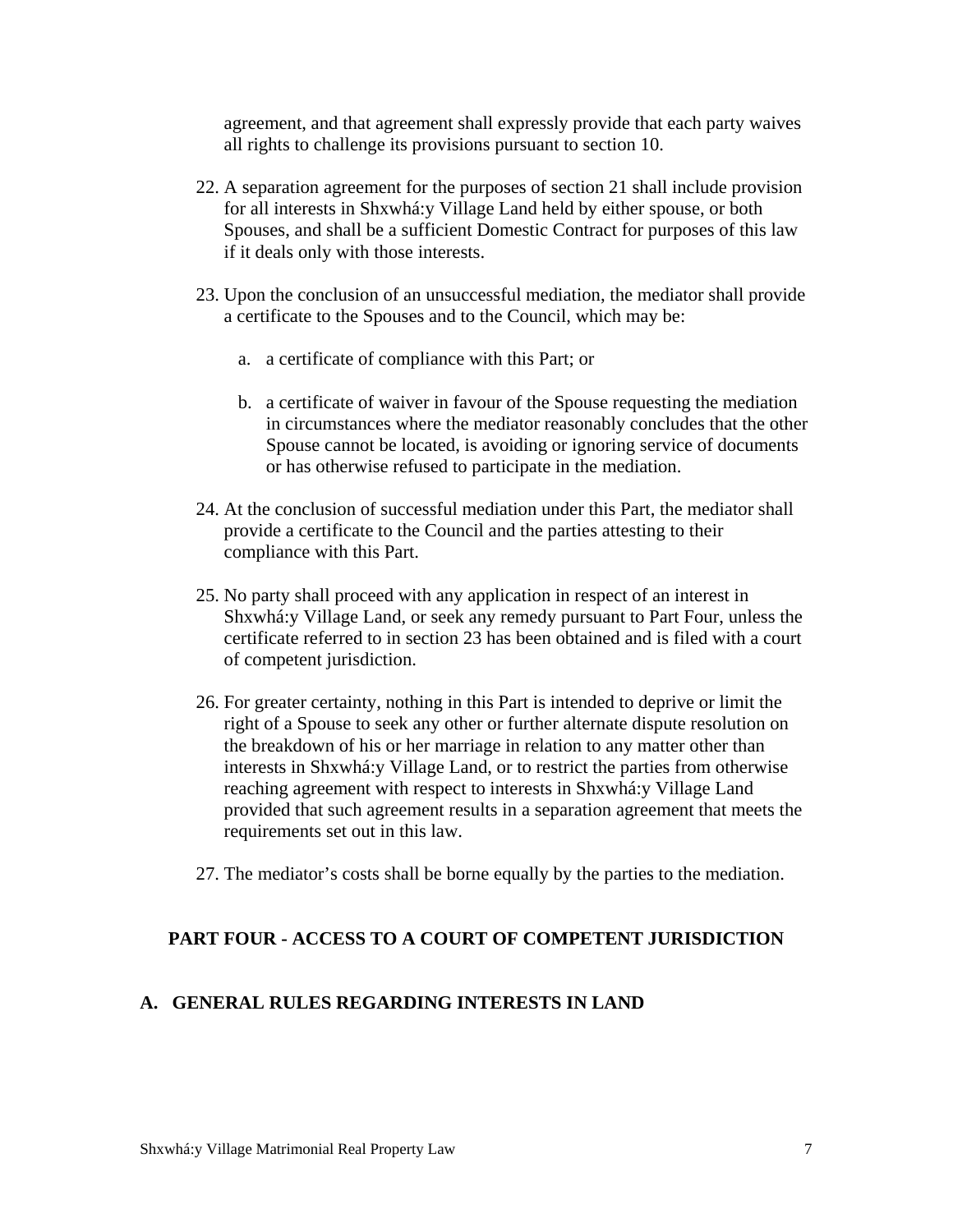agreement, and that agreement shall expressly provide that each party waives all rights to challenge its provisions pursuant to section 10.

22. A separation agreement for the purposes of section 21 shall include provision for all interests in Shxwhá:y Village Land held by either spouse, or both Spouses, and shall be a sufficient Domestic Contract for purposes of this law if it deals only with those interests.

23. Upon the conclusion of an unsuccessful mediation, the mediator shall provide a certificate to the Spouses and to the Council, which may be:

    a. a certificate of compliance with this Part; or

    b. a certificate of waiver in favour of the Spouse requesting the mediation in circumstances where the mediator reasonably concludes that the other Spouse cannot be located, is avoiding or ignoring service of documents or has otherwise refused to participate in the mediation.

24. At the conclusion of successful mediation under this Part, the mediator shall provide a certificate to the Council and the parties attesting to their compliance with this Part.

25. No party shall proceed with any application in respect of an interest in Shxwhá:y Village Land, or seek any remedy pursuant to Part Four, unless the certificate referred to in section 23 has been obtained and is filed with a court of competent jurisdiction.

26. For greater certainty, nothing in this Part is intended to deprive or limit the right of a Spouse to seek any other or further alternate dispute resolution on the breakdown of his or her marriage in relation to any matter other than interests in Shxwhá:y Village Land, or to restrict the parties from otherwise reaching agreement with respect to interests in Shxwhá:y Village Land provided that such agreement results in a separation agreement that meets the requirements set out in this law.

27. The mediator's costs shall be borne equally by the parties to the mediation.

## PART FOUR - ACCESS TO A COURT OF COMPETENT JURISDICTION

### A. GENERAL RULES REGARDING INTERESTS IN LAND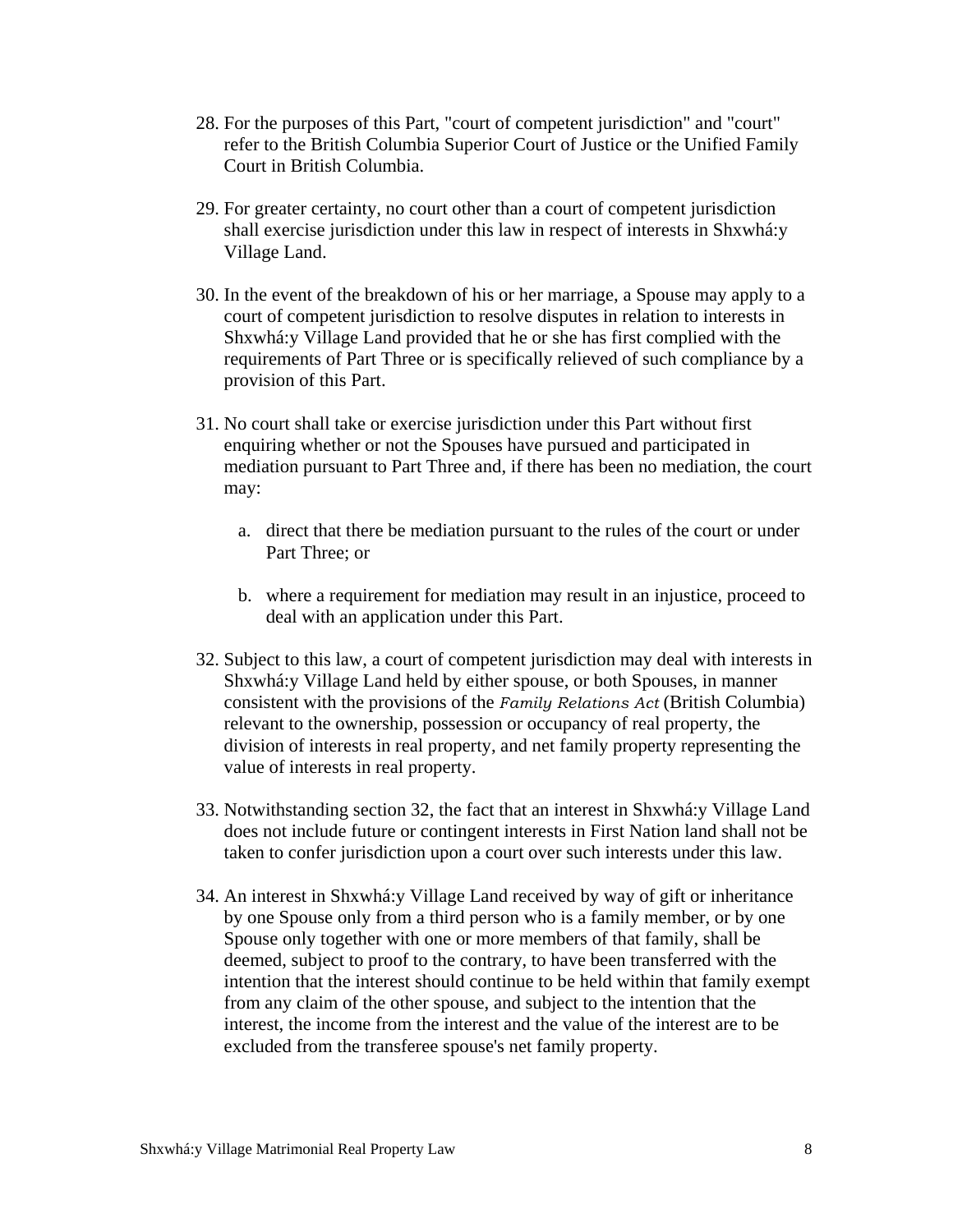28. For the purposes of this Part, "court of competent jurisdiction" and "court" refer to the British Columbia Superior Court of Justice or the Unified Family Court in British Columbia.

29. For greater certainty, no court other than a court of competent jurisdiction shall exercise jurisdiction under this law in respect of interests in Shxwhá:y Village Land.

30. In the event of the breakdown of his or her marriage, a Spouse may apply to a court of competent jurisdiction to resolve disputes in relation to interests in Shxwhá:y Village Land provided that he or she has first complied with the requirements of Part Three or is specifically relieved of such compliance by a provision of this Part.

31. No court shall take or exercise jurisdiction under this Part without first enquiring whether or not the Spouses have pursued and participated in mediation pursuant to Part Three and, if there has been no mediation, the court may:

    a. direct that there be mediation pursuant to the rules of the court or under Part Three; or

    b. where a requirement for mediation may result in an injustice, proceed to deal with an application under this Part.

32. Subject to this law, a court of competent jurisdiction may deal with interests in Shxwhá:y Village Land held by either spouse, or both Spouses, in manner consistent with the provisions of the *Family Relations Act* (British Columbia) relevant to the ownership, possession or occupancy of real property, the division of interests in real property, and net family property representing the value of interests in real property.

33. Notwithstanding section 32, the fact that an interest in Shxwhá:y Village Land does not include future or contingent interests in First Nation land shall not be taken to confer jurisdiction upon a court over such interests under this law.

34. An interest in Shxwhá:y Village Land received by way of gift or inheritance by one Spouse only from a third person who is a family member, or by one Spouse only together with one or more members of that family, shall be deemed, subject to proof to the contrary, to have been transferred with the intention that the interest should continue to be held within that family exempt from any claim of the other spouse, and subject to the intention that the interest, the income from the interest and the value of the interest are to be excluded from the transferee spouse's net family property.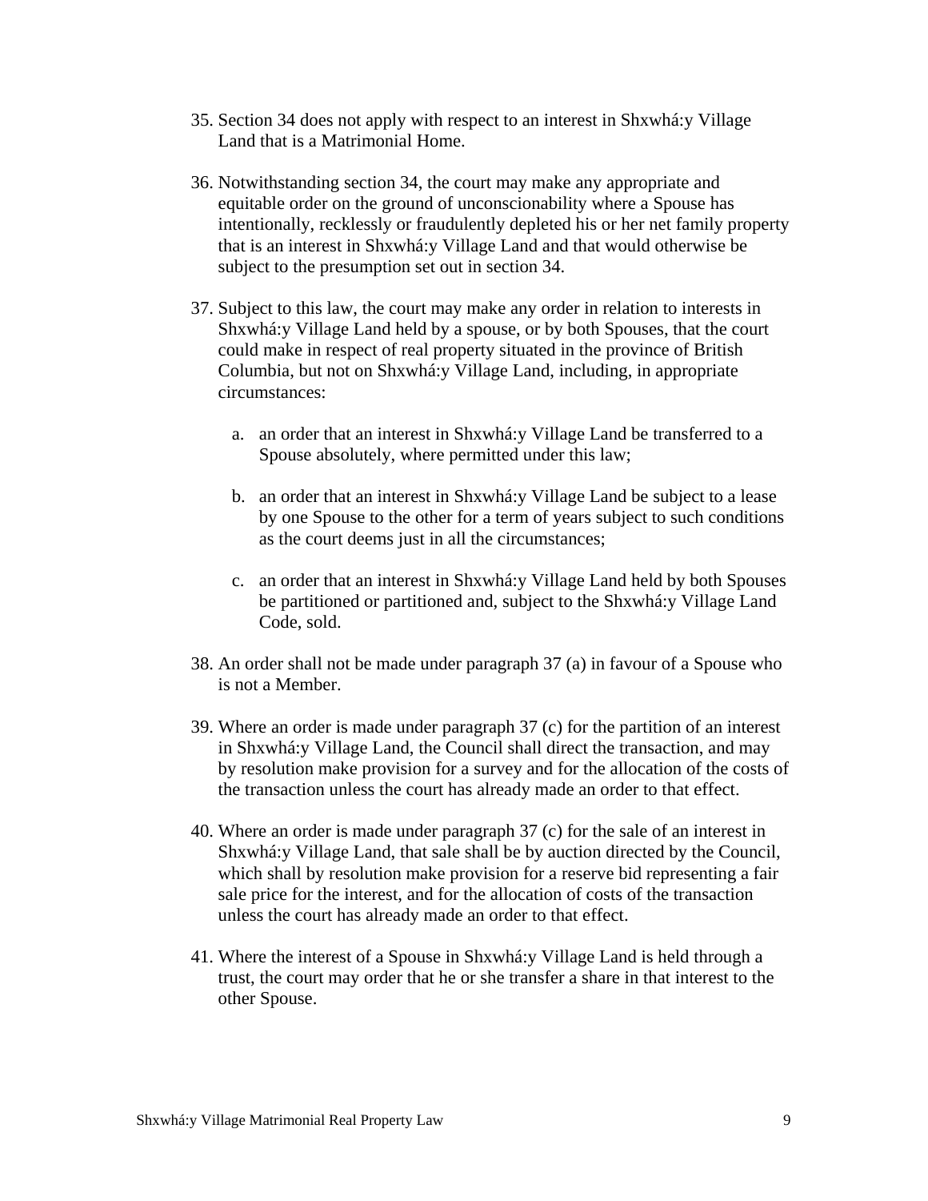35. Section 34 does not apply with respect to an interest in Shxwhá:y Village Land that is a Matrimonial Home.

36. Notwithstanding section 34, the court may make any appropriate and equitable order on the ground of unconscionability where a Spouse has intentionally, recklessly or fraudulently depleted his or her net family property that is an interest in Shxwhá:y Village Land and that would otherwise be subject to the presumption set out in section 34.

37. Subject to this law, the court may make any order in relation to interests in Shxwhá:y Village Land held by a spouse, or by both Spouses, that the court could make in respect of real property situated in the province of British Columbia, but not on Shxwhá:y Village Land, including, in appropriate circumstances:

    a. an order that an interest in Shxwhá:y Village Land be transferred to a Spouse absolutely, where permitted under this law;

    b. an order that an interest in Shxwhá:y Village Land be subject to a lease by one Spouse to the other for a term of years subject to such conditions as the court deems just in all the circumstances;

    c. an order that an interest in Shxwhá:y Village Land held by both Spouses be partitioned or partitioned and, subject to the Shxwhá:y Village Land Code, sold.

38. An order shall not be made under paragraph 37 (a) in favour of a Spouse who is not a Member.

39. Where an order is made under paragraph 37 (c) for the partition of an interest in Shxwhá:y Village Land, the Council shall direct the transaction, and may by resolution make provision for a survey and for the allocation of the costs of the transaction unless the court has already made an order to that effect.

40. Where an order is made under paragraph 37 (c) for the sale of an interest in Shxwhá:y Village Land, that sale shall be by auction directed by the Council, which shall by resolution make provision for a reserve bid representing a fair sale price for the interest, and for the allocation of costs of the transaction unless the court has already made an order to that effect.

41. Where the interest of a Spouse in Shxwhá:y Village Land is held through a trust, the court may order that he or she transfer a share in that interest to the other Spouse.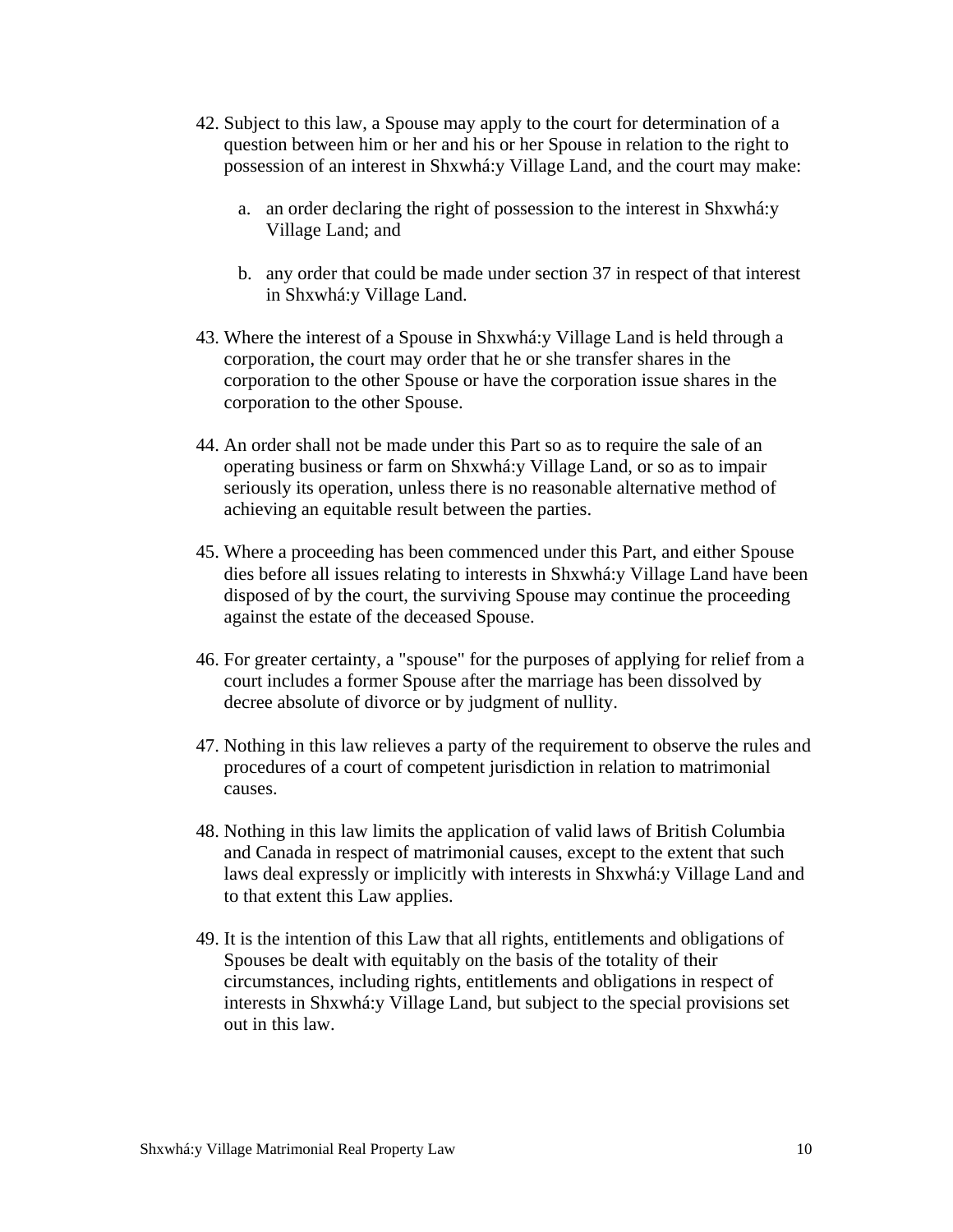42. Subject to this law, a Spouse may apply to the court for determination of a question between him or her and his or her Spouse in relation to the right to possession of an interest in Shxwhá:y Village Land, and the court may make:

    a. an order declaring the right of possession to the interest in Shxwhá:y Village Land; and

    b. any order that could be made under section 37 in respect of that interest in Shxwhá:y Village Land.

43. Where the interest of a Spouse in Shxwhá:y Village Land is held through a corporation, the court may order that he or she transfer shares in the corporation to the other Spouse or have the corporation issue shares in the corporation to the other Spouse.

44. An order shall not be made under this Part so as to require the sale of an operating business or farm on Shxwhá:y Village Land, or so as to impair seriously its operation, unless there is no reasonable alternative method of achieving an equitable result between the parties.

45. Where a proceeding has been commenced under this Part, and either Spouse dies before all issues relating to interests in Shxwhá:y Village Land have been disposed of by the court, the surviving Spouse may continue the proceeding against the estate of the deceased Spouse.

46. For greater certainty, a "spouse" for the purposes of applying for relief from a court includes a former Spouse after the marriage has been dissolved by decree absolute of divorce or by judgment of nullity.

47. Nothing in this law relieves a party of the requirement to observe the rules and procedures of a court of competent jurisdiction in relation to matrimonial causes.

48. Nothing in this law limits the application of valid laws of British Columbia and Canada in respect of matrimonial causes, except to the extent that such laws deal expressly or implicitly with interests in Shxwhá:y Village Land and to that extent this Law applies.

49. It is the intention of this Law that all rights, entitlements and obligations of Spouses be dealt with equitably on the basis of the totality of their circumstances, including rights, entitlements and obligations in respect of interests in Shxwhá:y Village Land, but subject to the special provisions set out in this law.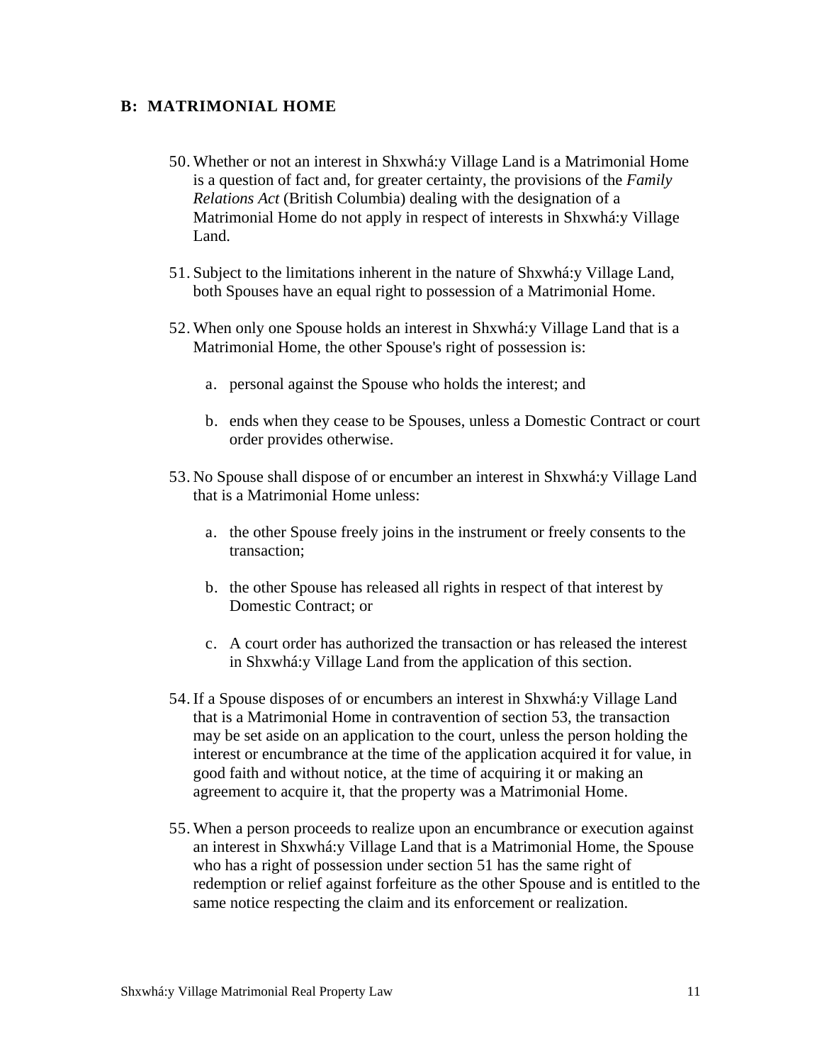## B: MATRIMONIAL HOME

50. Whether or not an interest in Shxwhá:y Village Land is a Matrimonial Home is a question of fact and, for greater certainty, the provisions of the *Family Relations Act* (British Columbia) dealing with the designation of a Matrimonial Home do not apply in respect of interests in Shxwhá:y Village Land.

51. Subject to the limitations inherent in the nature of Shxwhá:y Village Land, both Spouses have an equal right to possession of a Matrimonial Home.

52. When only one Spouse holds an interest in Shxwhá:y Village Land that is a Matrimonial Home, the other Spouse's right of possession is:

    a. personal against the Spouse who holds the interest; and

    b. ends when they cease to be Spouses, unless a Domestic Contract or court order provides otherwise.

53. No Spouse shall dispose of or encumber an interest in Shxwhá:y Village Land that is a Matrimonial Home unless:

    a. the other Spouse freely joins in the instrument or freely consents to the transaction;

    b. the other Spouse has released all rights in respect of that interest by Domestic Contract; or

    c. A court order has authorized the transaction or has released the interest in Shxwhá:y Village Land from the application of this section.

54. If a Spouse disposes of or encumbers an interest in Shxwhá:y Village Land that is a Matrimonial Home in contravention of section 53, the transaction may be set aside on an application to the court, unless the person holding the interest or encumbrance at the time of the application acquired it for value, in good faith and without notice, at the time of acquiring it or making an agreement to acquire it, that the property was a Matrimonial Home.

55. When a person proceeds to realize upon an encumbrance or execution against an interest in Shxwhá:y Village Land that is a Matrimonial Home, the Spouse who has a right of possession under section 51 has the same right of redemption or relief against forfeiture as the other Spouse and is entitled to the same notice respecting the claim and its enforcement or realization.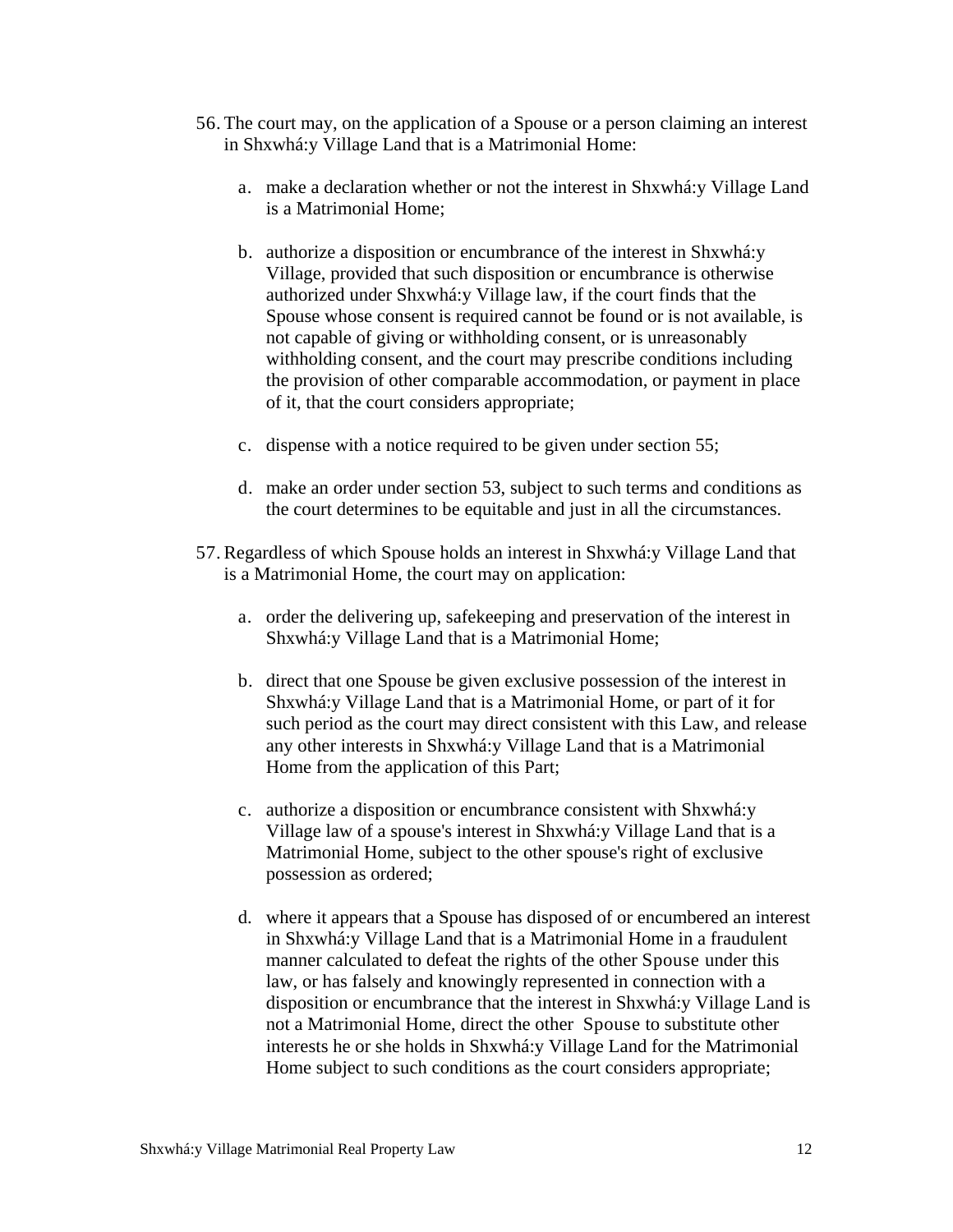56. The court may, on the application of a Spouse or a person claiming an interest in Shxwhá:y Village Land that is a Matrimonial Home:

    a. make a declaration whether or not the interest in Shxwhá:y Village Land is a Matrimonial Home;

    b. authorize a disposition or encumbrance of the interest in Shxwhá:y Village, provided that such disposition or encumbrance is otherwise authorized under Shxwhá:y Village law, if the court finds that the Spouse whose consent is required cannot be found or is not available, is not capable of giving or withholding consent, or is unreasonably withholding consent, and the court may prescribe conditions including the provision of other comparable accommodation, or payment in place of it, that the court considers appropriate;

    c. dispense with a notice required to be given under section 55;

    d. make an order under section 53, subject to such terms and conditions as the court determines to be equitable and just in all the circumstances.

57. Regardless of which Spouse holds an interest in Shxwhá:y Village Land that is a Matrimonial Home, the court may on application:

    a. order the delivering up, safekeeping and preservation of the interest in Shxwhá:y Village Land that is a Matrimonial Home;

    b. direct that one Spouse be given exclusive possession of the interest in Shxwhá:y Village Land that is a Matrimonial Home, or part of it for such period as the court may direct consistent with this Law, and release any other interests in Shxwhá:y Village Land that is a Matrimonial Home from the application of this Part;

    c. authorize a disposition or encumbrance consistent with Shxwhá:y Village law of a spouse's interest in Shxwhá:y Village Land that is a Matrimonial Home, subject to the other spouse's right of exclusive possession as ordered;

    d. where it appears that a Spouse has disposed of or encumbered an interest in Shxwhá:y Village Land that is a Matrimonial Home in a fraudulent manner calculated to defeat the rights of the other Spouse under this law, or has falsely and knowingly represented in connection with a disposition or encumbrance that the interest in Shxwhá:y Village Land is not a Matrimonial Home, direct the other Spouse to substitute other interests he or she holds in Shxwhá:y Village Land for the Matrimonial Home subject to such conditions as the court considers appropriate;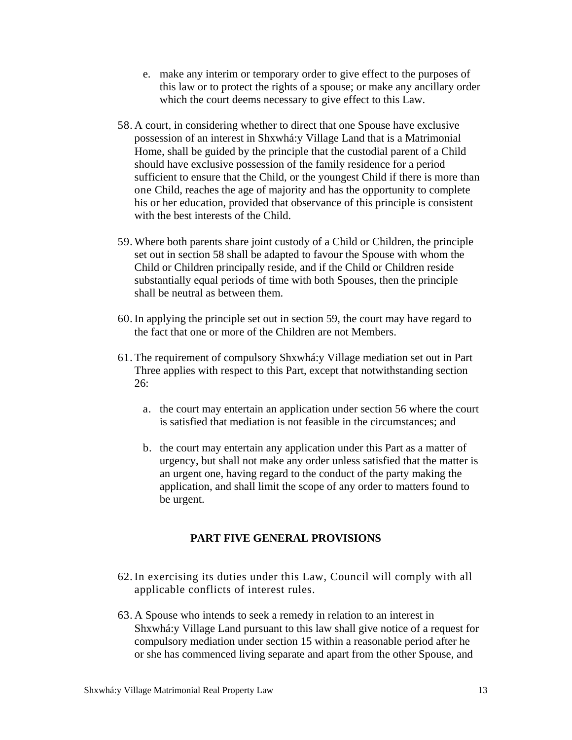e. make any interim or temporary order to give effect to the purposes of this law or to protect the rights of a spouse; or make any ancillary order which the court deems necessary to give effect to this Law.

58. A court, in considering whether to direct that one Spouse have exclusive possession of an interest in Shxwhá:y Village Land that is a Matrimonial Home, shall be guided by the principle that the custodial parent of a Child should have exclusive possession of the family residence for a period sufficient to ensure that the Child, or the youngest Child if there is more than one Child, reaches the age of majority and has the opportunity to complete his or her education, provided that observance of this principle is consistent with the best interests of the Child.

59. Where both parents share joint custody of a Child or Children, the principle set out in section 58 shall be adapted to favour the Spouse with whom the Child or Children principally reside, and if the Child or Children reside substantially equal periods of time with both Spouses, then the principle shall be neutral as between them.

60. In applying the principle set out in section 59, the court may have regard to the fact that one or more of the Children are not Members.

61. The requirement of compulsory Shxwhá:y Village mediation set out in Part Three applies with respect to this Part, except that notwithstanding section 26:

   a. the court may entertain an application under section 56 where the court is satisfied that mediation is not feasible in the circumstances; and

   b. the court may entertain any application under this Part as a matter of urgency, but shall not make any order unless satisfied that the matter is an urgent one, having regard to the conduct of the party making the application, and shall limit the scope of any order to matters found to be urgent.

## PART FIVE GENERAL PROVISIONS

62. In exercising its duties under this Law, Council will comply with all applicable conflicts of interest rules.

63. A Spouse who intends to seek a remedy in relation to an interest in Shxwhá:y Village Land pursuant to this law shall give notice of a request for compulsory mediation under section 15 within a reasonable period after he or she has commenced living separate and apart from the other Spouse, and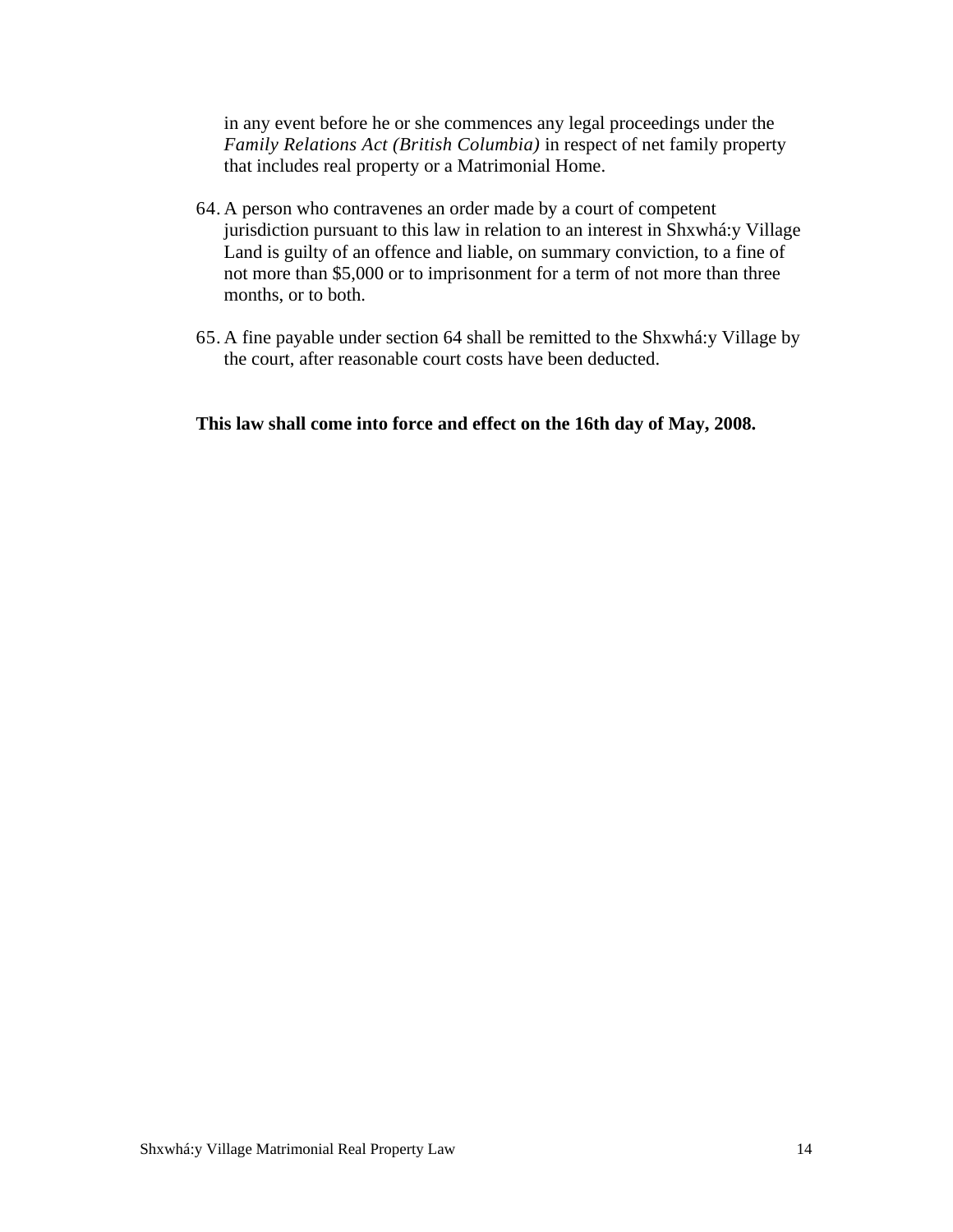in any event before he or she commences any legal proceedings under the *Family Relations Act (British Columbia)* in respect of net family property that includes real property or a Matrimonial Home.

64. A person who contravenes an order made by a court of competent jurisdiction pursuant to this law in relation to an interest in Shxwhá:y Village Land is guilty of an offence and liable, on summary conviction, to a fine of not more than $5,000 or to imprisonment for a term of not more than three months, or to both.

65. A fine payable under section 64 shall be remitted to the Shxwhá:y Village by the court, after reasonable court costs have been deducted.

**This law shall come into force and effect on the 16th day of May, 2008.**